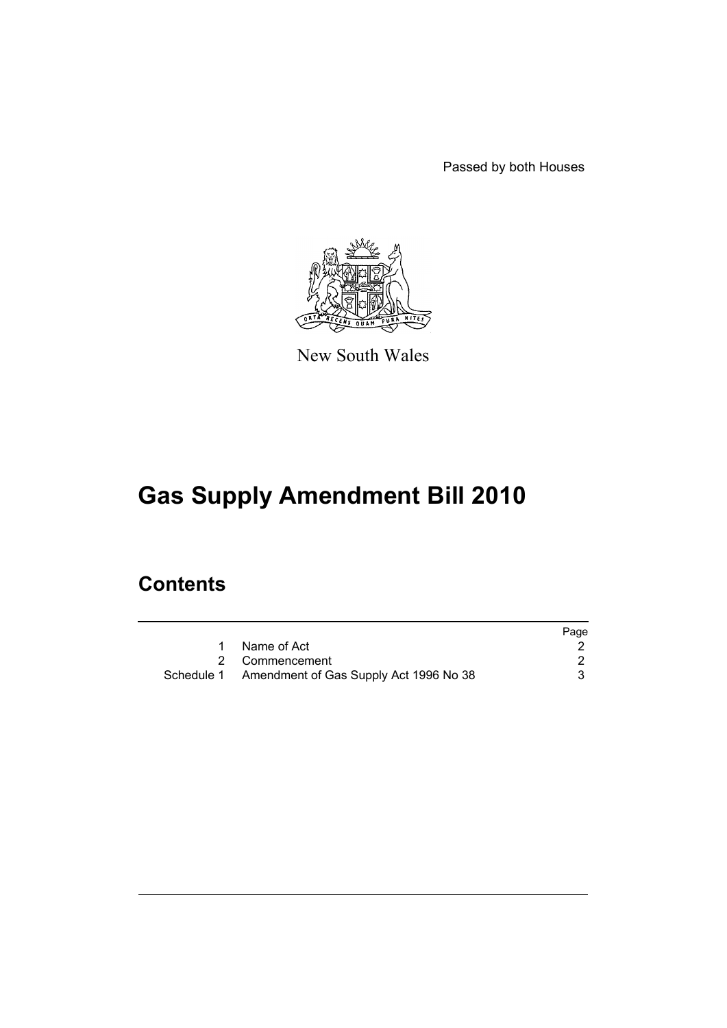Passed by both Houses

New South Wales

# Gas Supply Amendment Bill 2010

## Contents

| | | Page |
|---|---|---|
| 1 | Name of Act | 2 |
| 2 | Commencement | 2 |
| Schedule 1 | Amendment of Gas Supply Act 1996 No 38 | 3 |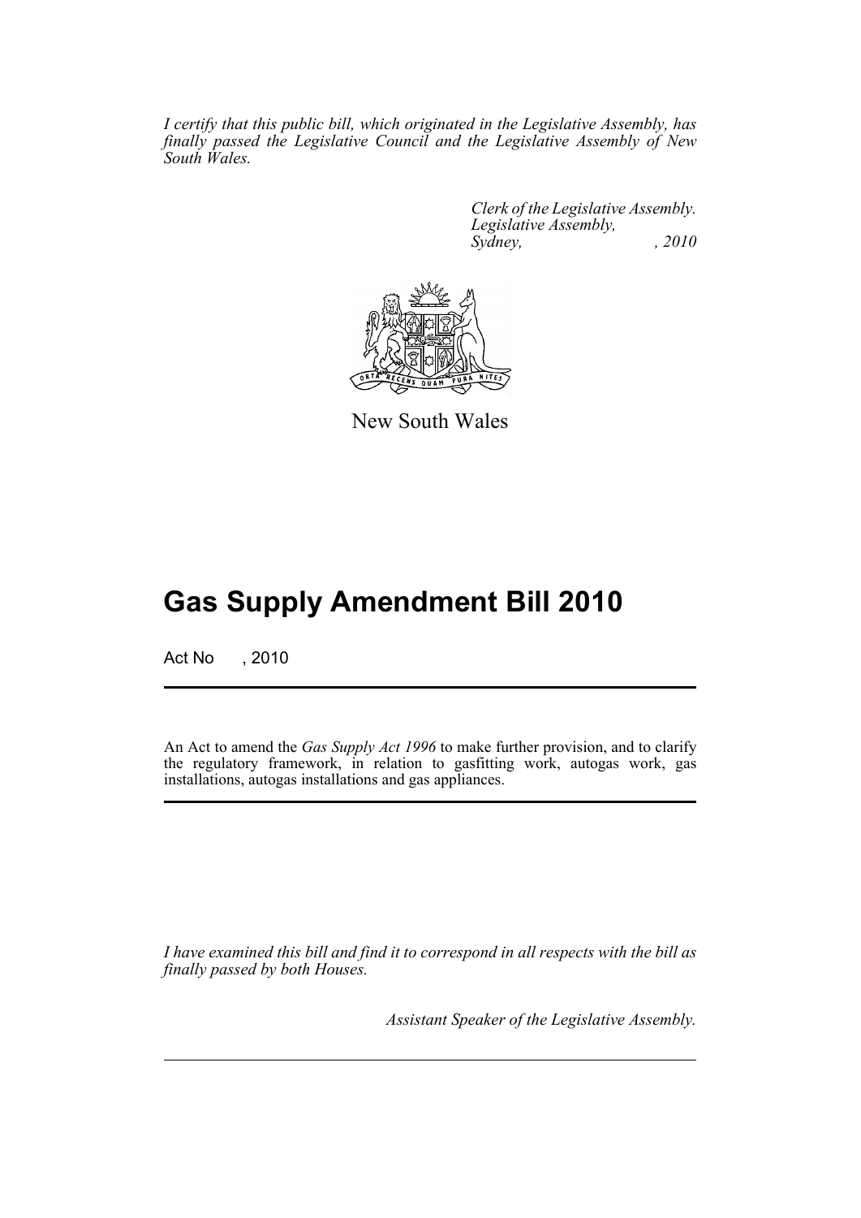*I certify that this public bill, which originated in the Legislative Assembly, has finally passed the Legislative Council and the Legislative Assembly of New South Wales.*

*Clerk of the Legislative Assembly.*
*Legislative Assembly,*
*Sydney, , 2010*

New South Wales

# Gas Supply Amendment Bill 2010

Act No , 2010

An Act to amend the *Gas Supply Act 1996* to make further provision, and to clarify the regulatory framework, in relation to gasfitting work, autogas work, gas installations, autogas installations and gas appliances.

*I have examined this bill and find it to correspond in all respects with the bill as finally passed by both Houses.*

*Assistant Speaker of the Legislative Assembly.*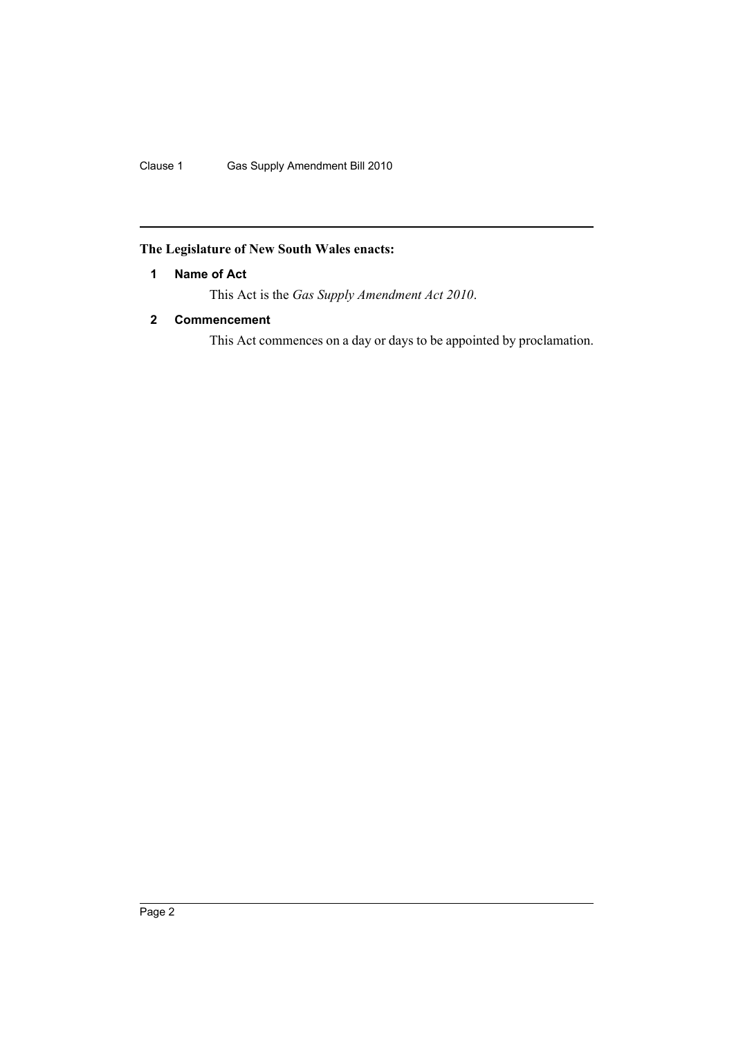**The Legislature of New South Wales enacts:**

## 1 Name of Act

This Act is the *Gas Supply Amendment Act 2010*.

## 2 Commencement

This Act commences on a day or days to be appointed by proclamation.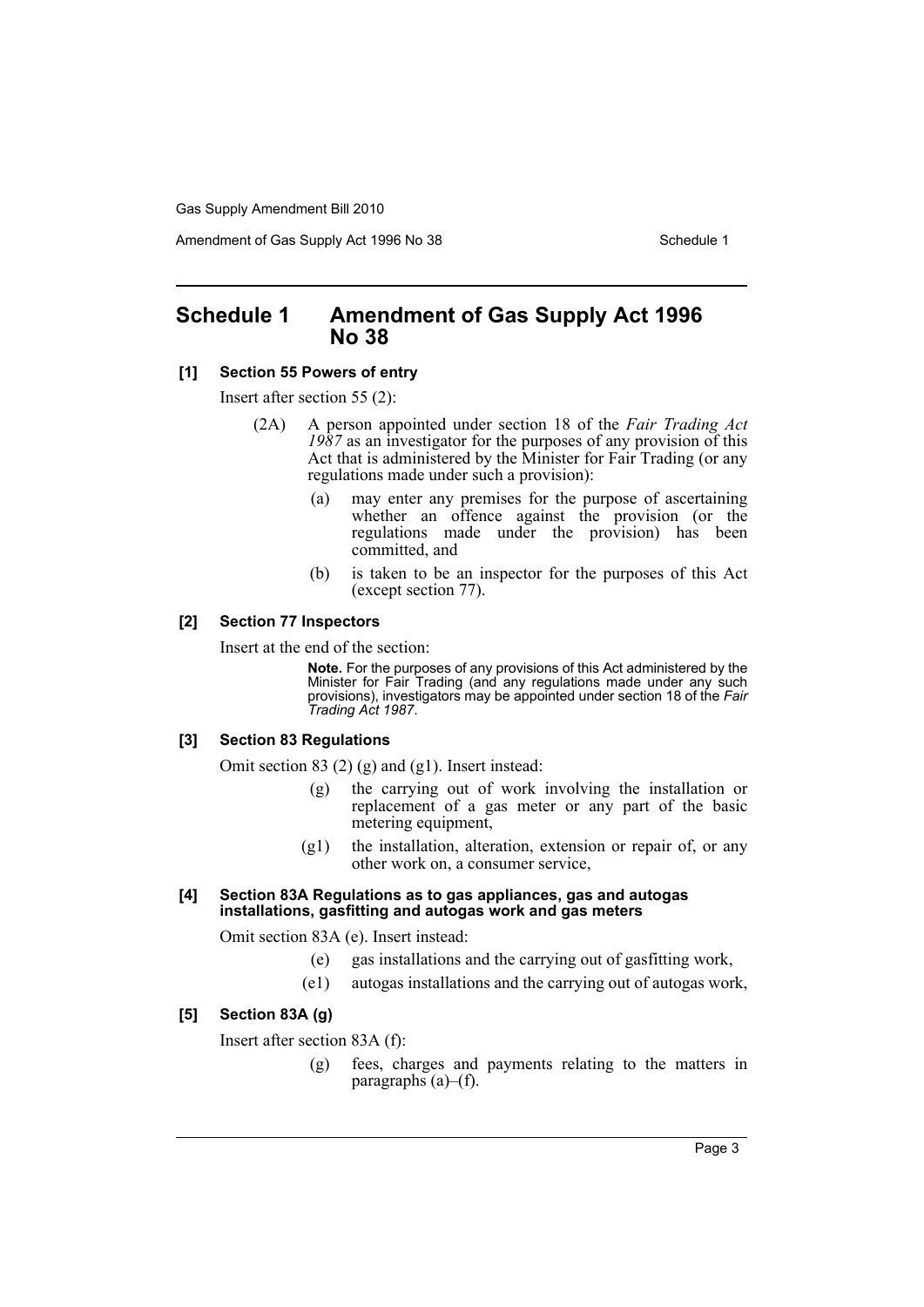# Schedule 1 Amendment of Gas Supply Act 1996 No 38

**[1] Section 55 Powers of entry**

Insert after section 55 (2):

(2A) A person appointed under section 18 of the *Fair Trading Act 1987* as an investigator for the purposes of any provision of this Act that is administered by the Minister for Fair Trading (or any regulations made under such a provision):

- (a) may enter any premises for the purpose of ascertaining whether an offence against the provision (or the regulations made under the provision) has been committed, and
- (b) is taken to be an inspector for the purposes of this Act (except section 77).

**[2] Section 77 Inspectors**

Insert at the end of the section:

**Note.** For the purposes of any provisions of this Act administered by the Minister for Fair Trading (and any regulations made under any such provisions), investigators may be appointed under section 18 of the *Fair Trading Act 1987*.

**[3] Section 83 Regulations**

Omit section 83 (2) (g) and (g1). Insert instead:

- (g) the carrying out of work involving the installation or replacement of a gas meter or any part of the basic metering equipment,
- (g1) the installation, alteration, extension or repair of, or any other work on, a consumer service,

**[4] Section 83A Regulations as to gas appliances, gas and autogas installations, gasfitting and autogas work and gas meters**

Omit section 83A (e). Insert instead:

- (e) gas installations and the carrying out of gasfitting work,
- (e1) autogas installations and the carrying out of autogas work,

**[5] Section 83A (g)**

Insert after section 83A (f):

- (g) fees, charges and payments relating to the matters in paragraphs (a)–(f).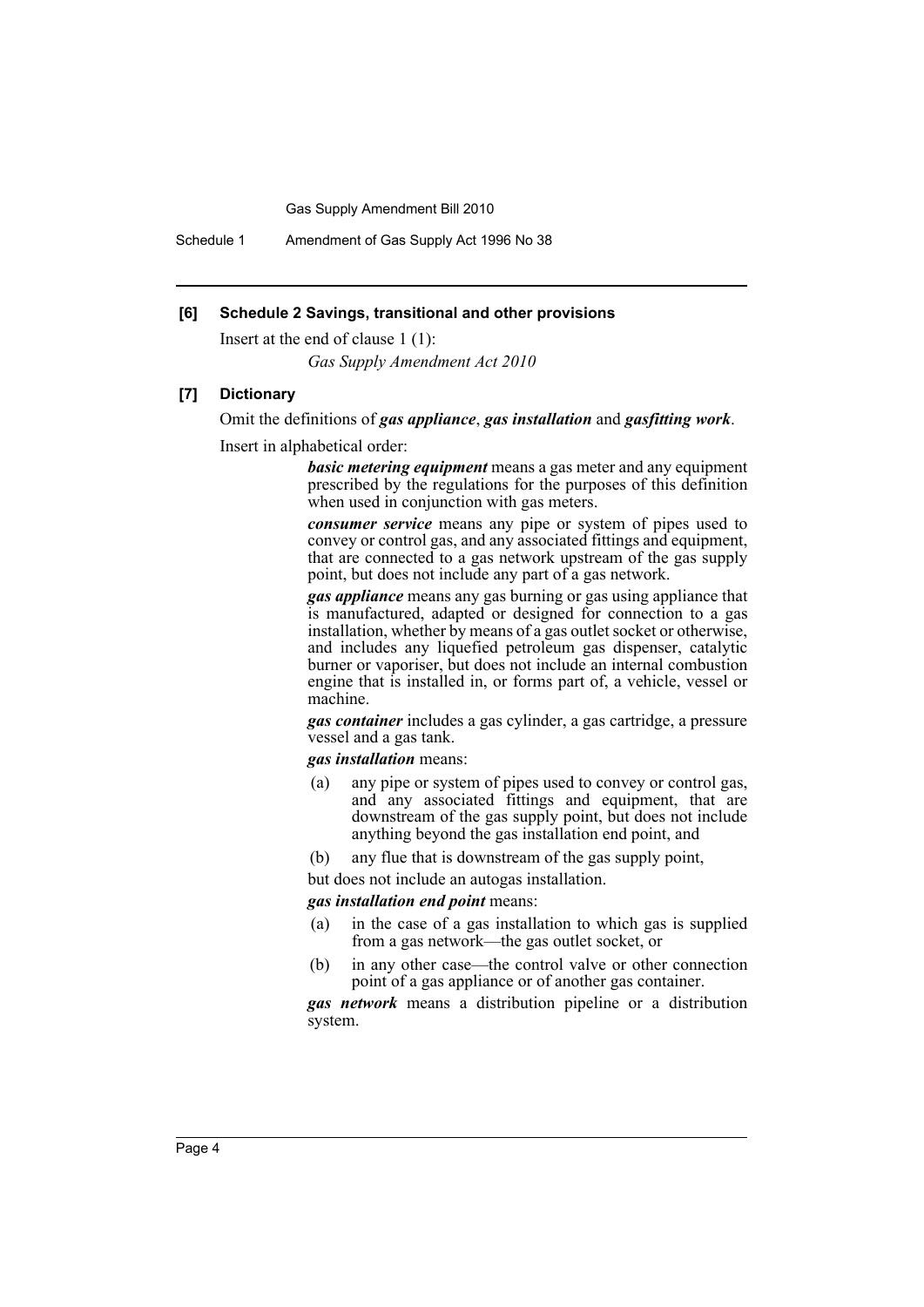### [6] Schedule 2 Savings, transitional and other provisions

Insert at the end of clause 1 (1):

*Gas Supply Amendment Act 2010*

### [7] Dictionary

Omit the definitions of ***gas appliance***, ***gas installation*** and ***gasfitting work***.

Insert in alphabetical order:

***basic metering equipment*** means a gas meter and any equipment prescribed by the regulations for the purposes of this definition when used in conjunction with gas meters.

***consumer service*** means any pipe or system of pipes used to convey or control gas, and any associated fittings and equipment, that are connected to a gas network upstream of the gas supply point, but does not include any part of a gas network.

***gas appliance*** means any gas burning or gas using appliance that is manufactured, adapted or designed for connection to a gas installation, whether by means of a gas outlet socket or otherwise, and includes any liquefied petroleum gas dispenser, catalytic burner or vaporiser, but does not include an internal combustion engine that is installed in, or forms part of, a vehicle, vessel or machine.

***gas container*** includes a gas cylinder, a gas cartridge, a pressure vessel and a gas tank.

***gas installation*** means:

(a) any pipe or system of pipes used to convey or control gas, and any associated fittings and equipment, that are downstream of the gas supply point, but does not include anything beyond the gas installation end point, and

(b) any flue that is downstream of the gas supply point,

but does not include an autogas installation.

***gas installation end point*** means:

(a) in the case of a gas installation to which gas is supplied from a gas network—the gas outlet socket, or

(b) in any other case—the control valve or other connection point of a gas appliance or of another gas container.

***gas network*** means a distribution pipeline or a distribution system.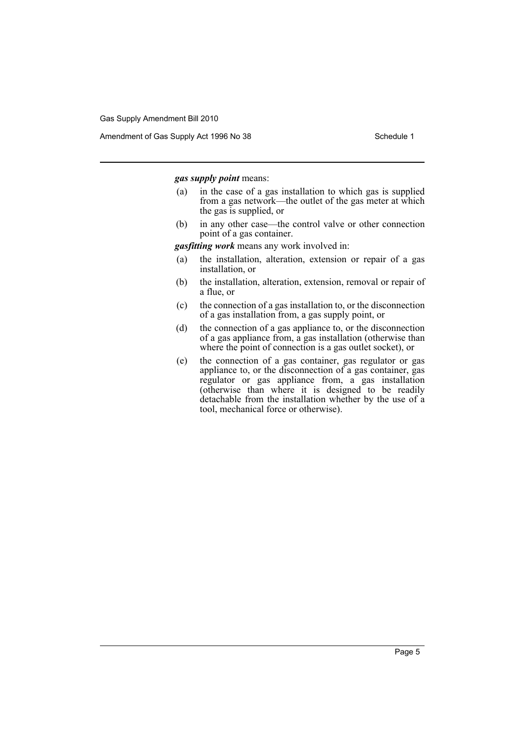***gas supply point*** means:

(a) in the case of a gas installation to which gas is supplied from a gas network—the outlet of the gas meter at which the gas is supplied, or

(b) in any other case—the control valve or other connection point of a gas container.

***gasfitting work*** means any work involved in:

(a) the installation, alteration, extension or repair of a gas installation, or

(b) the installation, alteration, extension, removal or repair of a flue, or

(c) the connection of a gas installation to, or the disconnection of a gas installation from, a gas supply point, or

(d) the connection of a gas appliance to, or the disconnection of a gas appliance from, a gas installation (otherwise than where the point of connection is a gas outlet socket), or

(e) the connection of a gas container, gas regulator or gas appliance to, or the disconnection of a gas container, gas regulator or gas appliance from, a gas installation (otherwise than where it is designed to be readily detachable from the installation whether by the use of a tool, mechanical force or otherwise).